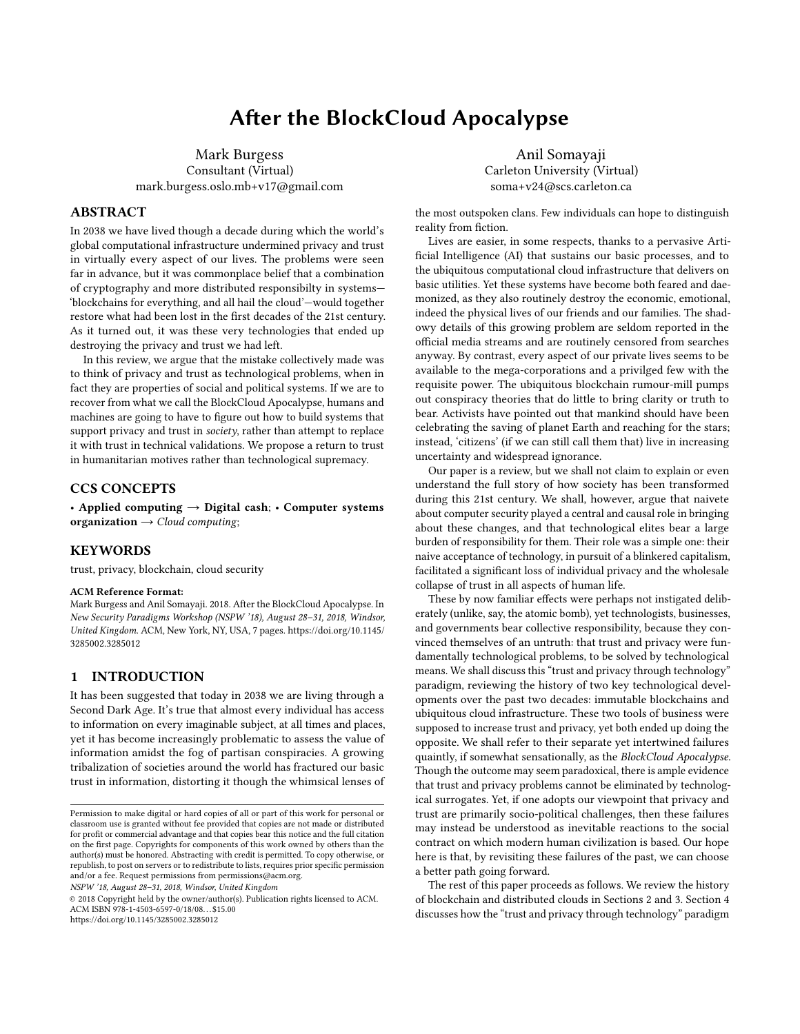# After the BlockCloud Apocalypse

Mark Burgess
Consultant (Virtual)
mark.burgess.oslo.mb+v17@gmail.com

Anil Somayaji
Carleton University (Virtual)
soma+v24@scs.carleton.ca

## ABSTRACT

In 2038 we have lived though a decade during which the world's global computational infrastructure undermined privacy and trust in virtually every aspect of our lives. The problems were seen far in advance, but it was commonplace belief that a combination of cryptography and more distributed responsibilty in systems—'blockchains for everything, and all hail the cloud'—would together restore what had been lost in the first decades of the 21st century. As it turned out, it was these very technologies that ended up destroying the privacy and trust we had left.

In this review, we argue that the mistake collectively made was to think of privacy and trust as technological problems, when in fact they are properties of social and political systems. If we are to recover from what we call the BlockCloud Apocalypse, humans and machines are going to have to figure out how to build systems that support privacy and trust in *society*, rather than attempt to replace it with trust in technical validations. We propose a return to trust in humanitarian motives rather than technological supremacy.

## CCS CONCEPTS

• **Applied computing** → **Digital cash**; • **Computer systems organization** → *Cloud computing*;

## KEYWORDS

trust, privacy, blockchain, cloud security

**ACM Reference Format:**
Mark Burgess and Anil Somayaji. 2018. After the BlockCloud Apocalypse. In *New Security Paradigms Workshop (NSPW '18), August 28–31, 2018, Windsor, United Kingdom.* ACM, New York, NY, USA, 7 pages. https://doi.org/10.1145/3285002.3285012

## 1 INTRODUCTION

It has been suggested that today in 2038 we are living through a Second Dark Age. It's true that almost every individual has access to information on every imaginable subject, at all times and places, yet it has become increasingly problematic to assess the value of information amidst the fog of partisan conspiracies. A growing tribalization of societies around the world has fractured our basic trust in information, distorting it though the whimsical lenses of the most outspoken clans. Few individuals can hope to distinguish reality from fiction.

Lives are easier, in some respects, thanks to a pervasive Artificial Intelligence (AI) that sustains our basic processes, and to the ubiquitous computational cloud infrastructure that delivers on basic utilities. Yet these systems have become both feared and daemonized, as they also routinely destroy the economic, emotional, indeed the physical lives of our friends and our families. The shadowy details of this growing problem are seldom reported in the official media streams and are routinely censored from searches anyway. By contrast, every aspect of our private lives seems to be available to the mega-corporations and a privilged few with the requisite power. The ubiquitous blockchain rumour-mill pumps out conspiracy theories that do little to bring clarity or truth to bear. Activists have pointed out that mankind should have been celebrating the saving of planet Earth and reaching for the stars; instead, 'citizens' (if we can still call them that) live in increasing uncertainty and widespread ignorance.

Our paper is a review, but we shall not claim to explain or even understand the full story of how society has been transformed during this 21st century. We shall, however, argue that naivete about computer security played a central and causal role in bringing about these changes, and that technological elites bear a large burden of responsibility for them. Their role was a simple one: their naive acceptance of technology, in pursuit of a blinkered capitalism, facilitated a significant loss of individual privacy and the wholesale collapse of trust in all aspects of human life.

These by now familiar effects were perhaps not instigated deliberately (unlike, say, the atomic bomb), yet technologists, businesses, and governments bear collective responsibility, because they convinced themselves of an untruth: that trust and privacy were fundamentally technological problems, to be solved by technological means. We shall discuss this "trust and privacy through technology" paradigm, reviewing the history of two key technological developments over the past two decades: immutable blockchains and ubiquitous cloud infrastructure. These two tools of business were supposed to increase trust and privacy, yet both ended up doing the opposite. We shall refer to their separate yet intertwined failures quaintly, if somewhat sensationally, as the *BlockCloud Apocalypse*. Though the outcome may seem paradoxical, there is ample evidence that trust and privacy problems cannot be eliminated by technological surrogates. Yet, if one adopts our viewpoint that privacy and trust are primarily socio-political challenges, then these failures may instead be understood as inevitable reactions to the social contract on which modern human civilization is based. Our hope here is that, by revisiting these failures of the past, we can choose a better path going forward.

The rest of this paper proceeds as follows. We review the history of blockchain and distributed clouds in Sections 2 and 3. Section 4 discusses how the "trust and privacy through technology" paradigm

---

Permission to make digital or hard copies of all or part of this work for personal or classroom use is granted without fee provided that copies are not made or distributed for profit or commercial advantage and that copies bear this notice and the full citation on the first page. Copyrights for components of this work owned by others than the author(s) must be honored. Abstracting with credit is permitted. To copy otherwise, or republish, to post on servers or to redistribute to lists, requires prior specific permission and/or a fee. Request permissions from permissions@acm.org.

*NSPW '18, August 28–31, 2018, Windsor, United Kingdom*

© 2018 Copyright held by the owner/author(s). Publication rights licensed to ACM.
ACM ISBN 978-1-4503-6597-0/18/08…$15.00
https://doi.org/10.1145/3285002.3285012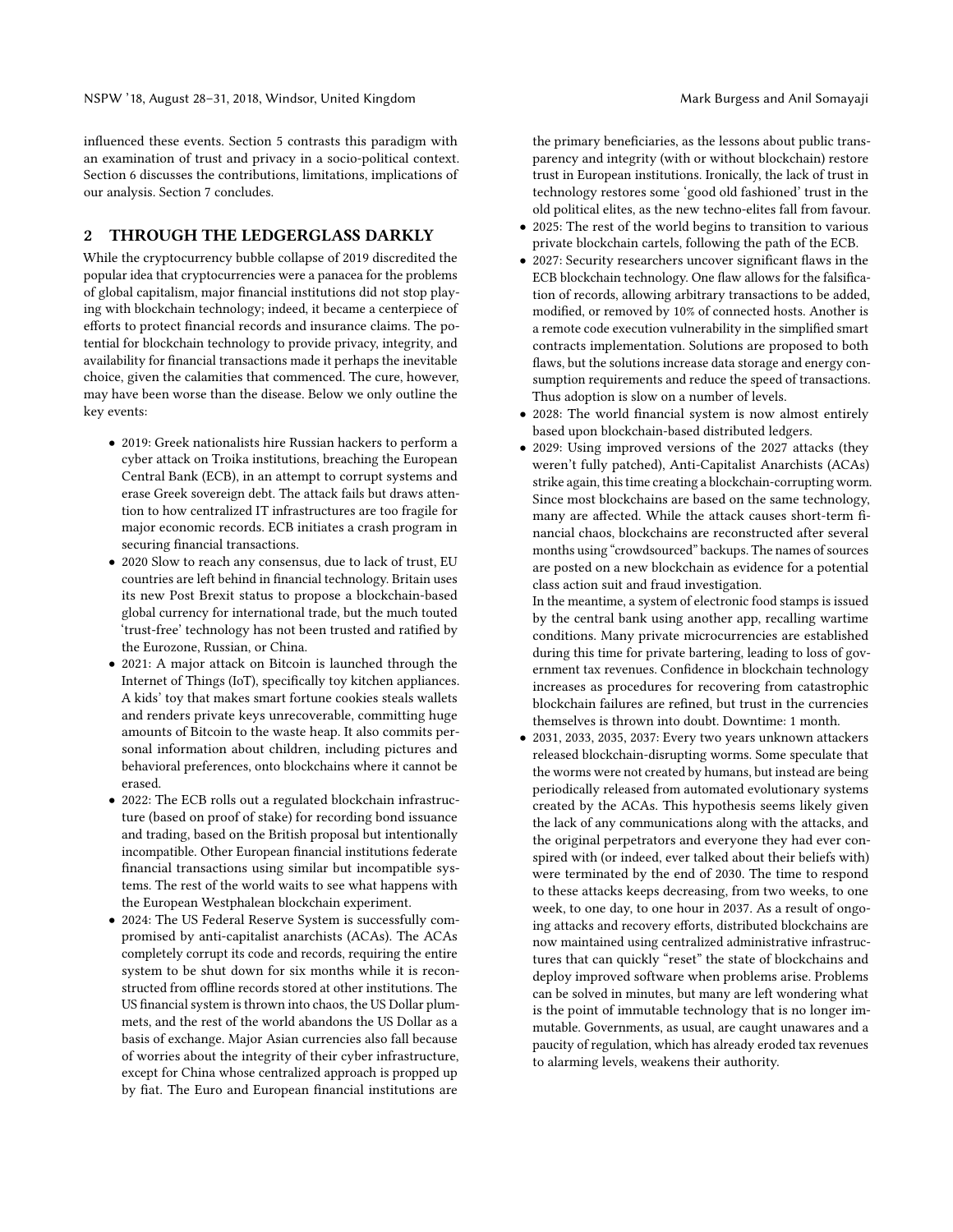influenced these events. Section 5 contrasts this paradigm with an examination of trust and privacy in a socio-political context. Section 6 discusses the contributions, limitations, implications of our analysis. Section 7 concludes.

## 2 THROUGH THE LEDGERGLASS DARKLY

While the cryptocurrency bubble collapse of 2019 discredited the popular idea that cryptocurrencies were a panacea for the problems of global capitalism, major financial institutions did not stop playing with blockchain technology; indeed, it became a centerpiece of efforts to protect financial records and insurance claims. The potential for blockchain technology to provide privacy, integrity, and availability for financial transactions made it perhaps the inevitable choice, given the calamities that commenced. The cure, however, may have been worse than the disease. Below we only outline the key events:

- 2019: Greek nationalists hire Russian hackers to perform a cyber attack on Troika institutions, breaching the European Central Bank (ECB), in an attempt to corrupt systems and erase Greek sovereign debt. The attack fails but draws attention to how centralized IT infrastructures are too fragile for major economic records. ECB initiates a crash program in securing financial transactions.
- 2020 Slow to reach any consensus, due to lack of trust, EU countries are left behind in financial technology. Britain uses its new Post Brexit status to propose a blockchain-based global currency for international trade, but the much touted 'trust-free' technology has not been trusted and ratified by the Eurozone, Russian, or China.
- 2021: A major attack on Bitcoin is launched through the Internet of Things (IoT), specifically toy kitchen appliances. A kids' toy that makes smart fortune cookies steals wallets and renders private keys unrecoverable, committing huge amounts of Bitcoin to the waste heap. It also commits personal information about children, including pictures and behavioral preferences, onto blockchains where it cannot be erased.
- 2022: The ECB rolls out a regulated blockchain infrastructure (based on proof of stake) for recording bond issuance and trading, based on the British proposal but intentionally incompatible. Other European financial institutions federate financial transactions using similar but incompatible systems. The rest of the world waits to see what happens with the European Westphalean blockchain experiment.
- 2024: The US Federal Reserve System is successfully compromised by anti-capitalist anarchists (ACAs). The ACAs completely corrupt its code and records, requiring the entire system to be shut down for six months while it is reconstructed from offline records stored at other institutions. The US financial system is thrown into chaos, the US Dollar plummets, and the rest of the world abandons the US Dollar as a basis of exchange. Major Asian currencies also fall because of worries about the integrity of their cyber infrastructure, except for China whose centralized approach is propped up by fiat. The Euro and European financial institutions are the primary beneficiaries, as the lessons about public transparency and integrity (with or without blockchain) restore trust in European institutions. Ironically, the lack of trust in technology restores some 'good old fashioned' trust in the old political elites, as the new techno-elites fall from favour.
- 2025: The rest of the world begins to transition to various private blockchain cartels, following the path of the ECB.
- 2027: Security researchers uncover significant flaws in the ECB blockchain technology. One flaw allows for the falsification of records, allowing arbitrary transactions to be added, modified, or removed by 10% of connected hosts. Another is a remote code execution vulnerability in the simplified smart contracts implementation. Solutions are proposed to both flaws, but the solutions increase data storage and energy consumption requirements and reduce the speed of transactions. Thus adoption is slow on a number of levels.
- 2028: The world financial system is now almost entirely based upon blockchain-based distributed ledgers.
- 2029: Using improved versions of the 2027 attacks (they weren't fully patched), Anti-Capitalist Anarchists (ACAs) strike again, this time creating a blockchain-corrupting worm. Since most blockchains are based on the same technology, many are affected. While the attack causes short-term financial chaos, blockchains are reconstructed after several months using "crowdsourced" backups. The names of sources are posted on a new blockchain as evidence for a potential class action suit and fraud investigation.
  In the meantime, a system of electronic food stamps is issued by the central bank using another app, recalling wartime conditions. Many private microcurrencies are established during this time for private bartering, leading to loss of government tax revenues. Confidence in blockchain technology increases as procedures for recovering from catastrophic blockchain failures are refined, but trust in the currencies themselves is thrown into doubt. Downtime: 1 month.
- 2031, 2033, 2035, 2037: Every two years unknown attackers released blockchain-disrupting worms. Some speculate that the worms were not created by humans, but instead are being periodically released from automated evolutionary systems created by the ACAs. This hypothesis seems likely given the lack of any communications along with the attacks, and the original perpetrators and everyone they had ever conspired with (or indeed, ever talked about their beliefs with) were terminated by the end of 2030. The time to respond to these attacks keeps decreasing, from two weeks, to one week, to one day, to one hour in 2037. As a result of ongoing attacks and recovery efforts, distributed blockchains are now maintained using centralized administrative infrastructures that can quickly "reset" the state of blockchains and deploy improved software when problems arise. Problems can be solved in minutes, but many are left wondering what is the point of immutable technology that is no longer immutable. Governments, as usual, are caught unawares and a paucity of regulation, which has already eroded tax revenues to alarming levels, weakens their authority.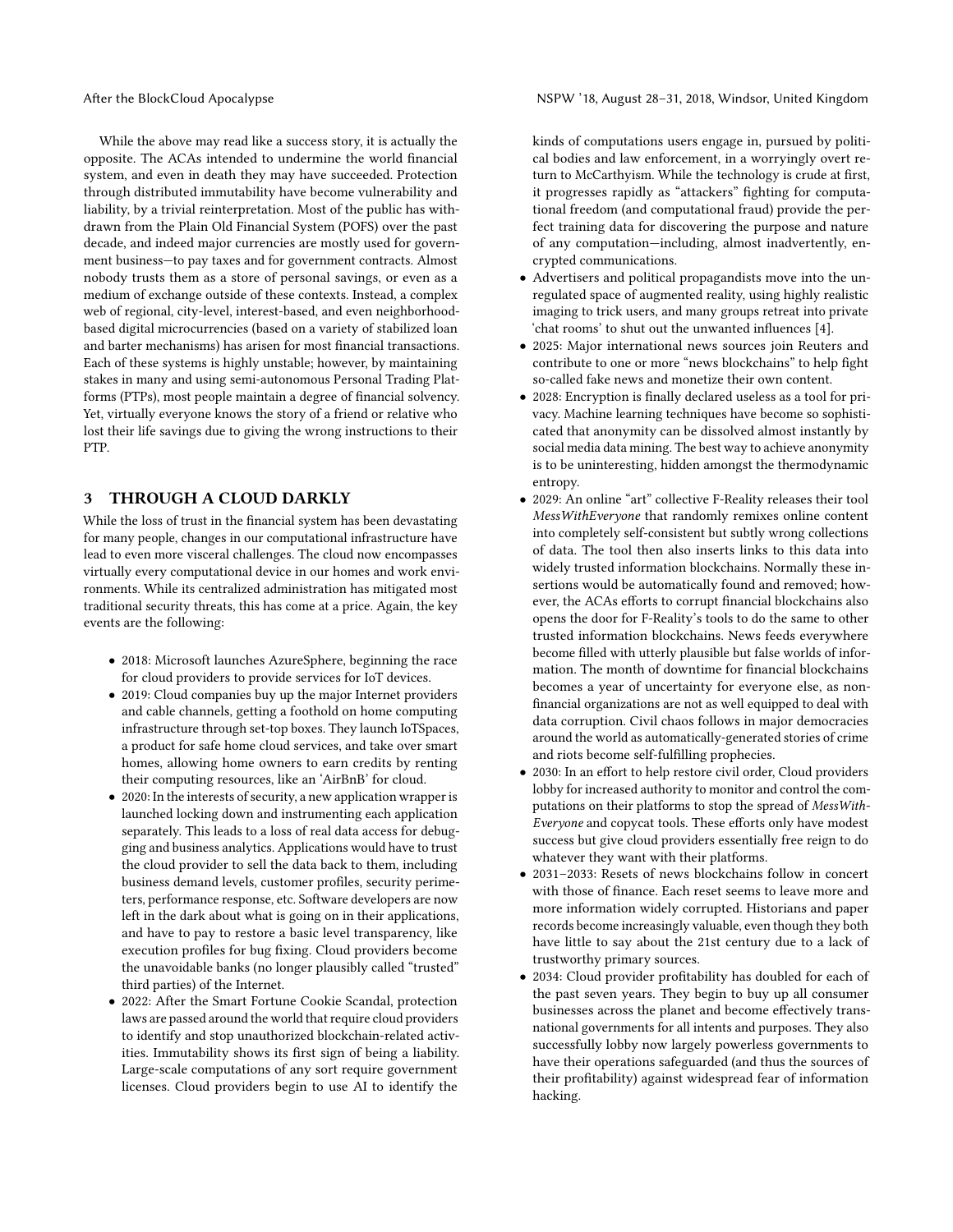While the above may read like a success story, it is actually the opposite. The ACAs intended to undermine the world financial system, and even in death they may have succeeded. Protection through distributed immutability have become vulnerability and liability, by a trivial reinterpretation. Most of the public has withdrawn from the Plain Old Financial System (POFS) over the past decade, and indeed major currencies are mostly used for government business—to pay taxes and for government contracts. Almost nobody trusts them as a store of personal savings, or even as a medium of exchange outside of these contexts. Instead, a complex web of regional, city-level, interest-based, and even neighborhood-based digital microcurrencies (based on a variety of stabilized loan and barter mechanisms) has arisen for most financial transactions. Each of these systems is highly unstable; however, by maintaining stakes in many and using semi-autonomous Personal Trading Platforms (PTPs), most people maintain a degree of financial solvency. Yet, virtually everyone knows the story of a friend or relative who lost their life savings due to giving the wrong instructions to their PTP.

## 3 THROUGH A CLOUD DARKLY

While the loss of trust in the financial system has been devastating for many people, changes in our computational infrastructure have lead to even more visceral challenges. The cloud now encompasses virtually every computational device in our homes and work environments. While its centralized administration has mitigated most traditional security threats, this has come at a price. Again, the key events are the following:

- 2018: Microsoft launches AzureSphere, beginning the race for cloud providers to provide services for IoT devices.
- 2019: Cloud companies buy up the major Internet providers and cable channels, getting a foothold on home computing infrastructure through set-top boxes. They launch IoTSpaces, a product for safe home cloud services, and take over smart homes, allowing home owners to earn credits by renting their computing resources, like an 'AirBnB' for cloud.
- 2020: In the interests of security, a new application wrapper is launched locking down and instrumenting each application separately. This leads to a loss of real data access for debugging and business analytics. Applications would have to trust the cloud provider to sell the data back to them, including business demand levels, customer profiles, security perimeters, performance response, etc. Software developers are now left in the dark about what is going on in their applications, and have to pay to restore a basic level transparency, like execution profiles for bug fixing. Cloud providers become the unavoidable banks (no longer plausibly called "trusted" third parties) of the Internet.
- 2022: After the Smart Fortune Cookie Scandal, protection laws are passed around the world that require cloud providers to identify and stop unauthorized blockchain-related activities. Immutability shows its first sign of being a liability. Large-scale computations of any sort require government licenses. Cloud providers begin to use AI to identify the kinds of computations users engage in, pursued by political bodies and law enforcement, in a worryingly overt return to McCarthyism. While the technology is crude at first, it progresses rapidly as "attackers" fighting for computational freedom (and computational fraud) provide the perfect training data for discovering the purpose and nature of any computation—including, almost inadvertently, encrypted communications.
- Advertisers and political propagandists move into the unregulated space of augmented reality, using highly realistic imaging to trick users, and many groups retreat into private 'chat rooms' to shut out the unwanted influences [4].
- 2025: Major international news sources join Reuters and contribute to one or more "news blockchains" to help fight so-called fake news and monetize their own content.
- 2028: Encryption is finally declared useless as a tool for privacy. Machine learning techniques have become so sophisticated that anonymity can be dissolved almost instantly by social media data mining. The best way to achieve anonymity is to be uninteresting, hidden amongst the thermodynamic entropy.
- 2029: An online "art" collective F-Reality releases their tool *MessWithEveryone* that randomly remixes online content into completely self-consistent but subtly wrong collections of data. The tool then also inserts links to this data into widely trusted information blockchains. Normally these insertions would be automatically found and removed; however, the ACAs efforts to corrupt financial blockchains also opens the door for F-Reality's tools to do the same to other trusted information blockchains. News feeds everywhere become filled with utterly plausible but false worlds of information. The month of downtime for financial blockchains becomes a year of uncertainty for everyone else, as non-financial organizations are not as well equipped to deal with data corruption. Civil chaos follows in major democracies around the world as automatically-generated stories of crime and riots become self-fulfilling prophecies.
- 2030: In an effort to help restore civil order, Cloud providers lobby for increased authority to monitor and control the computations on their platforms to stop the spread of *MessWithEveryone* and copycat tools. These efforts only have modest success but give cloud providers essentially free reign to do whatever they want with their platforms.
- 2031–2033: Resets of news blockchains follow in concert with those of finance. Each reset seems to leave more and more information widely corrupted. Historians and paper records become increasingly valuable, even though they both have little to say about the 21st century due to a lack of trustworthy primary sources.
- 2034: Cloud provider profitability has doubled for each of the past seven years. They begin to buy up all consumer businesses across the planet and become effectively transnational governments for all intents and purposes. They also successfully lobby now largely powerless governments to have their operations safeguarded (and thus the sources of their profitability) against widespread fear of information hacking.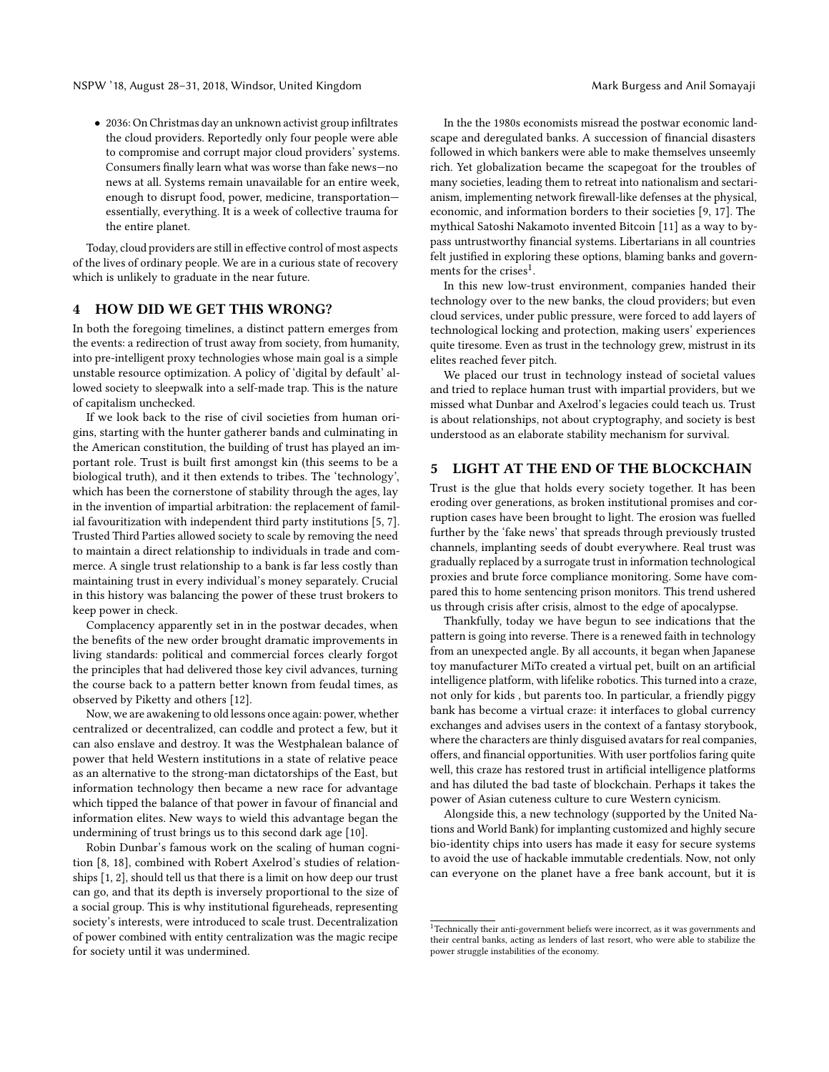- 2036: On Christmas day an unknown activist group infiltrates the cloud providers. Reportedly only four people were able to compromise and corrupt major cloud providers' systems. Consumers finally learn what was worse than fake news—no news at all. Systems remain unavailable for an entire week, enough to disrupt food, power, medicine, transportation—essentially, everything. It is a week of collective trauma for the entire planet.

Today, cloud providers are still in effective control of most aspects of the lives of ordinary people. We are in a curious state of recovery which is unlikely to graduate in the near future.

## 4 HOW DID WE GET THIS WRONG?

In both the foregoing timelines, a distinct pattern emerges from the events: a redirection of trust away from society, from humanity, into pre-intelligent proxy technologies whose main goal is a simple unstable resource optimization. A policy of 'digital by default' allowed society to sleepwalk into a self-made trap. This is the nature of capitalism unchecked.

If we look back to the rise of civil societies from human origins, starting with the hunter gatherer bands and culminating in the American constitution, the building of trust has played an important role. Trust is built first amongst kin (this seems to be a biological truth), and it then extends to tribes. The 'technology', which has been the cornerstone of stability through the ages, lay in the invention of impartial arbitration: the replacement of familial favouritization with independent third party institutions [5, 7]. Trusted Third Parties allowed society to scale by removing the need to maintain a direct relationship to individuals in trade and commerce. A single trust relationship to a bank is far less costly than maintaining trust in every individual's money separately. Crucial in this history was balancing the power of these trust brokers to keep power in check.

Complacency apparently set in in the postwar decades, when the benefits of the new order brought dramatic improvements in living standards: political and commercial forces clearly forgot the principles that had delivered those key civil advances, turning the course back to a pattern better known from feudal times, as observed by Piketty and others [12].

Now, we are awakening to old lessons once again: power, whether centralized or decentralized, can coddle and protect a few, but it can also enslave and destroy. It was the Westphalean balance of power that held Western institutions in a state of relative peace as an alternative to the strong-man dictatorships of the East, but information technology then became a new race for advantage which tipped the balance of that power in favour of financial and information elites. New ways to wield this advantage began the undermining of trust brings us to this second dark age [10].

Robin Dunbar's famous work on the scaling of human cognition [8, 18], combined with Robert Axelrod's studies of relationships [1, 2], should tell us that there is a limit on how deep our trust can go, and that its depth is inversely proportional to the size of a social group. This is why institutional figureheads, representing society's interests, were introduced to scale trust. Decentralization of power combined with entity centralization was the magic recipe for society until it was undermined.

In the the 1980s economists misread the postwar economic landscape and deregulated banks. A succession of financial disasters followed in which bankers were able to make themselves unseemly rich. Yet globalization became the scapegoat for the troubles of many societies, leading them to retreat into nationalism and sectarianism, implementing network firewall-like defenses at the physical, economic, and information borders to their societies [9, 17]. The mythical Satoshi Nakamoto invented Bitcoin [11] as a way to bypass untrustworthy financial systems. Libertarians in all countries felt justified in exploring these options, blaming banks and governments for the crises[1].

In this new low-trust environment, companies handed their technology over to the new banks, the cloud providers; but even cloud services, under public pressure, were forced to add layers of technological locking and protection, making users' experiences quite tiresome. Even as trust in the technology grew, mistrust in its elites reached fever pitch.

We placed our trust in technology instead of societal values and tried to replace human trust with impartial providers, but we missed what Dunbar and Axelrod's legacies could teach us. Trust is about relationships, not about cryptography, and society is best understood as an elaborate stability mechanism for survival.

## 5 LIGHT AT THE END OF THE BLOCKCHAIN

Trust is the glue that holds every society together. It has been eroding over generations, as broken institutional promises and corruption cases have been brought to light. The erosion was fuelled further by the 'fake news' that spreads through previously trusted channels, implanting seeds of doubt everywhere. Real trust was gradually replaced by a surrogate trust in information technological proxies and brute force compliance monitoring. Some have compared this to home sentencing prison monitors. This trend ushered us through crisis after crisis, almost to the edge of apocalypse.

Thankfully, today we have begun to see indications that the pattern is going into reverse. There is a renewed faith in technology from an unexpected angle. By all accounts, it began when Japanese toy manufacturer MiTo created a virtual pet, built on an artificial intelligence platform, with lifelike robotics. This turned into a craze, not only for kids , but parents too. In particular, a friendly piggy bank has become a virtual craze: it interfaces to global currency exchanges and advises users in the context of a fantasy storybook, where the characters are thinly disguised avatars for real companies, offers, and financial opportunities. With user portfolios faring quite well, this craze has restored trust in artificial intelligence platforms and has diluted the bad taste of blockchain. Perhaps it takes the power of Asian cuteness culture to cure Western cynicism.

Alongside this, a new technology (supported by the United Nations and World Bank) for implanting customized and highly secure bio-identity chips into users has made it easy for secure systems to avoid the use of hackable immutable credentials. Now, not only can everyone on the planet have a free bank account, but it is

[1] Technically their anti-government beliefs were incorrect, as it was governments and their central banks, acting as lenders of last resort, who were able to stabilize the power struggle instabilities of the economy.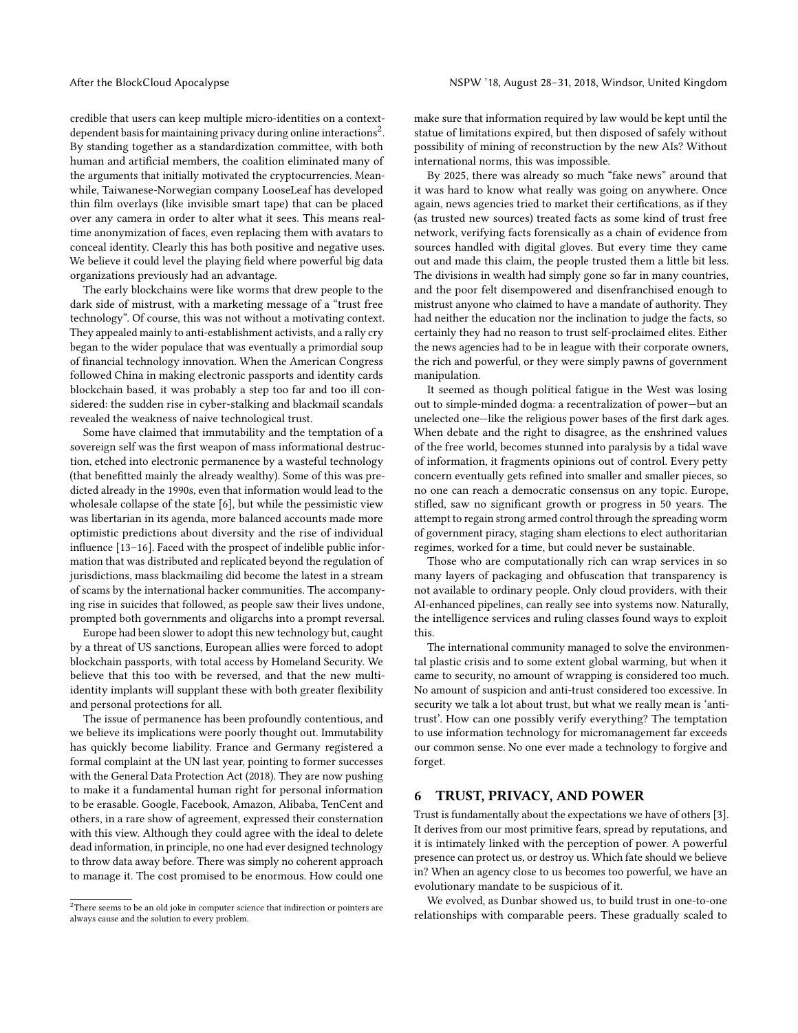credible that users can keep multiple micro-identities on a context-dependent basis for maintaining privacy during online interactions[2]. By standing together as a standardization committee, with both human and artificial members, the coalition eliminated many of the arguments that initially motivated the cryptocurrencies. Meanwhile, Taiwanese-Norwegian company LooseLeaf has developed thin film overlays (like invisible smart tape) that can be placed over any camera in order to alter what it sees. This means real-time anonymization of faces, even replacing them with avatars to conceal identity. Clearly this has both positive and negative uses. We believe it could level the playing field where powerful big data organizations previously had an advantage.

The early blockchains were like worms that drew people to the dark side of mistrust, with a marketing message of a "trust free technology". Of course, this was not without a motivating context. They appealed mainly to anti-establishment activists, and a rally cry began to the wider populace that was eventually a primordial soup of financial technology innovation. When the American Congress followed China in making electronic passports and identity cards blockchain based, it was probably a step too far and too ill considered: the sudden rise in cyber-stalking and blackmail scandals revealed the weakness of naive technological trust.

Some have claimed that immutability and the temptation of a sovereign self was the first weapon of mass informational destruction, etched into electronic permanence by a wasteful technology (that benefitted mainly the already wealthy). Some of this was predicted already in the 1990s, even that information would lead to the wholesale collapse of the state [6], but while the pessimistic view was libertarian in its agenda, more balanced accounts made more optimistic predictions about diversity and the rise of individual influence [13–16]. Faced with the prospect of indelible public information that was distributed and replicated beyond the regulation of jurisdictions, mass blackmailing did become the latest in a stream of scams by the international hacker communities. The accompanying rise in suicides that followed, as people saw their lives undone, prompted both governments and oligarchs into a prompt reversal.

Europe had been slower to adopt this new technology but, caught by a threat of US sanctions, European allies were forced to adopt blockchain passports, with total access by Homeland Security. We believe that this too with be reversed, and that the new multi-identity implants will supplant these with both greater flexibility and personal protections for all.

The issue of permanence has been profoundly contentious, and we believe its implications were poorly thought out. Immutability has quickly become liability. France and Germany registered a formal complaint at the UN last year, pointing to former successes with the General Data Protection Act (2018). They are now pushing to make it a fundamental human right for personal information to be erasable. Google, Facebook, Amazon, Alibaba, TenCent and others, in a rare show of agreement, expressed their consternation with this view. Although they could agree with the ideal to delete dead information, in principle, no one had ever designed technology to throw data away before. There was simply no coherent approach to manage it. The cost promised to be enormous. How could one make sure that information required by law would be kept until the statue of limitations expired, but then disposed of safely without possibility of mining of reconstruction by the new AIs? Without international norms, this was impossible.

By 2025, there was already so much "fake news" around that it was hard to know what really was going on anywhere. Once again, news agencies tried to market their certifications, as if they (as trusted new sources) treated facts as some kind of trust free network, verifying facts forensically as a chain of evidence from sources handled with digital gloves. But every time they came out and made this claim, the people trusted them a little bit less. The divisions in wealth had simply gone so far in many countries, and the poor felt disempowered and disenfranchised enough to mistrust anyone who claimed to have a mandate of authority. They had neither the education nor the inclination to judge the facts, so certainly they had no reason to trust self-proclaimed elites. Either the news agencies had to be in league with their corporate owners, the rich and powerful, or they were simply pawns of government manipulation.

It seemed as though political fatigue in the West was losing out to simple-minded dogma: a recentralization of power—but an unelected one—like the religious power bases of the first dark ages. When debate and the right to disagree, as the enshrined values of the free world, becomes stunned into paralysis by a tidal wave of information, it fragments opinions out of control. Every petty concern eventually gets refined into smaller and smaller pieces, so no one can reach a democratic consensus on any topic. Europe, stifled, saw no significant growth or progress in 50 years. The attempt to regain strong armed control through the spreading worm of government piracy, staging sham elections to elect authoritarian regimes, worked for a time, but could never be sustainable.

Those who are computationally rich can wrap services in so many layers of packaging and obfuscation that transparency is not available to ordinary people. Only cloud providers, with their AI-enhanced pipelines, can really see into systems now. Naturally, the intelligence services and ruling classes found ways to exploit this.

The international community managed to solve the environmental plastic crisis and to some extent global warming, but when it came to security, no amount of wrapping is considered too much. No amount of suspicion and anti-trust considered too excessive. In security we talk a lot about trust, but what we really mean is 'anti-trust'. How can one possibly verify everything? The temptation to use information technology for micromanagement far exceeds our common sense. No one ever made a technology to forgive and forget.

## 6 TRUST, PRIVACY, AND POWER

Trust is fundamentally about the expectations we have of others [3]. It derives from our most primitive fears, spread by reputations, and it is intimately linked with the perception of power. A powerful presence can protect us, or destroy us. Which fate should we believe in? When an agency close to us becomes too powerful, we have an evolutionary mandate to be suspicious of it.

We evolved, as Dunbar showed us, to build trust in one-to-one relationships with comparable peers. These gradually scaled to

[2] There seems to be an old joke in computer science that indirection or pointers are always cause and the solution to every problem.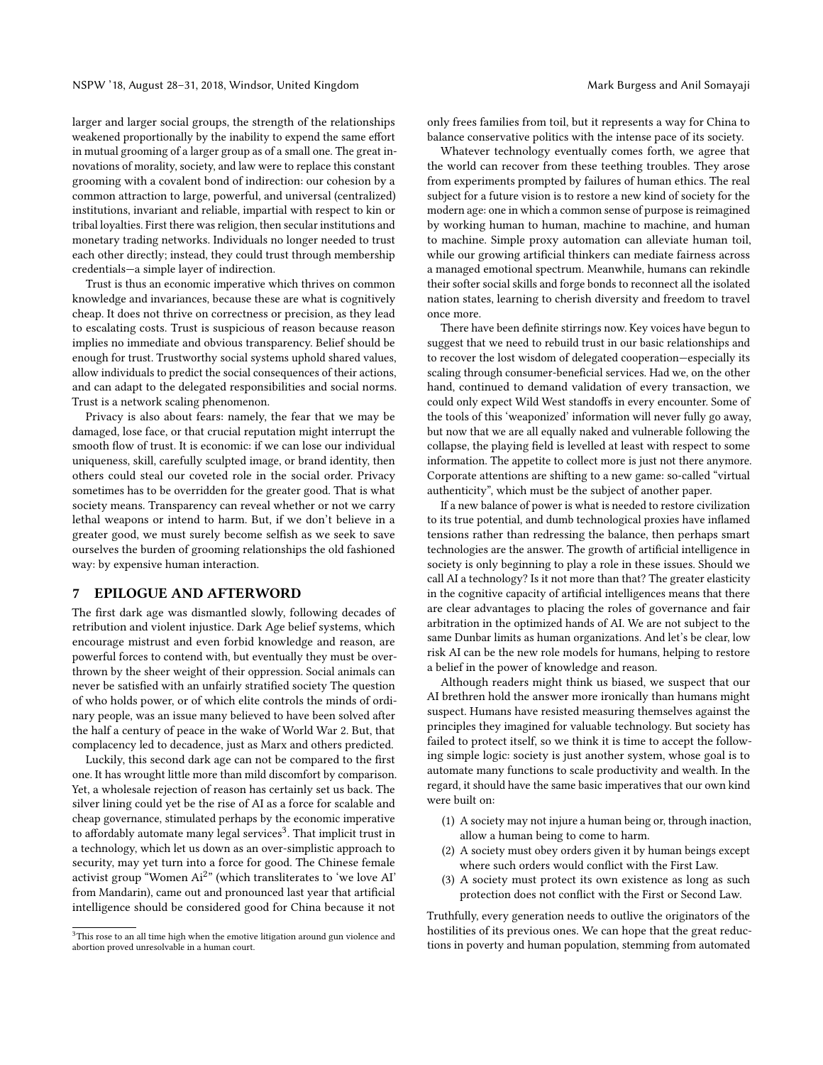larger and larger social groups, the strength of the relationships weakened proportionally by the inability to expend the same effort in mutual grooming of a larger group as of a small one. The great innovations of morality, society, and law were to replace this constant grooming with a covalent bond of indirection: our cohesion by a common attraction to large, powerful, and universal (centralized) institutions, invariant and reliable, impartial with respect to kin or tribal loyalties. First there was religion, then secular institutions and monetary trading networks. Individuals no longer needed to trust each other directly; instead, they could trust through membership credentials—a simple layer of indirection.

Trust is thus an economic imperative which thrives on common knowledge and invariances, because these are what is cognitively cheap. It does not thrive on correctness or precision, as they lead to escalating costs. Trust is suspicious of reason because reason implies no immediate and obvious transparency. Belief should be enough for trust. Trustworthy social systems uphold shared values, allow individuals to predict the social consequences of their actions, and can adapt to the delegated responsibilities and social norms. Trust is a network scaling phenomenon.

Privacy is also about fears: namely, the fear that we may be damaged, lose face, or that crucial reputation might interrupt the smooth flow of trust. It is economic: if we can lose our individual uniqueness, skill, carefully sculpted image, or brand identity, then others could steal our coveted role in the social order. Privacy sometimes has to be overridden for the greater good. That is what society means. Transparency can reveal whether or not we carry lethal weapons or intend to harm. But, if we don't believe in a greater good, we must surely become selfish as we seek to save ourselves the burden of grooming relationships the old fashioned way: by expensive human interaction.

## 7 EPILOGUE AND AFTERWORD

The first dark age was dismantled slowly, following decades of retribution and violent injustice. Dark Age belief systems, which encourage mistrust and even forbid knowledge and reason, are powerful forces to contend with, but eventually they must be overthrown by the sheer weight of their oppression. Social animals can never be satisfied with an unfairly stratified society The question of who holds power, or of which elite controls the minds of ordinary people, was an issue many believed to have been solved after the half a century of peace in the wake of World War 2. But, that complacency led to decadence, just as Marx and others predicted.

Luckily, this second dark age can not be compared to the first one. It has wrought little more than mild discomfort by comparison. Yet, a wholesale rejection of reason has certainly set us back. The silver lining could yet be the rise of AI as a force for scalable and cheap governance, stimulated perhaps by the economic imperative to affordably automate many legal services[3]. That implicit trust in a technology, which let us down as an over-simplistic approach to security, may yet turn into a force for good. The Chinese female activist group "Women Ai$^2$" (which transliterates to 'we love AI' from Mandarin), came out and pronounced last year that artificial intelligence should be considered good for China because it not only frees families from toil, but it represents a way for China to balance conservative politics with the intense pace of its society.

Whatever technology eventually comes forth, we agree that the world can recover from these teething troubles. They arose from experiments prompted by failures of human ethics. The real subject for a future vision is to restore a new kind of society for the modern age: one in which a common sense of purpose is reimagined by working human to human, machine to machine, and human to machine. Simple proxy automation can alleviate human toil, while our growing artificial thinkers can mediate fairness across a managed emotional spectrum. Meanwhile, humans can rekindle their softer social skills and forge bonds to reconnect all the isolated nation states, learning to cherish diversity and freedom to travel once more.

There have been definite stirrings now. Key voices have begun to suggest that we need to rebuild trust in our basic relationships and to recover the lost wisdom of delegated cooperation—especially its scaling through consumer-beneficial services. Had we, on the other hand, continued to demand validation of every transaction, we could only expect Wild West standoffs in every encounter. Some of the tools of this 'weaponized' information will never fully go away, but now that we are all equally naked and vulnerable following the collapse, the playing field is levelled at least with respect to some information. The appetite to collect more is just not there anymore. Corporate attentions are shifting to a new game: so-called "virtual authenticity", which must be the subject of another paper.

If a new balance of power is what is needed to restore civilization to its true potential, and dumb technological proxies have inflamed tensions rather than redressing the balance, then perhaps smart technologies are the answer. The growth of artificial intelligence in society is only beginning to play a role in these issues. Should we call AI a technology? Is it not more than that? The greater elasticity in the cognitive capacity of artificial intelligences means that there are clear advantages to placing the roles of governance and fair arbitration in the optimized hands of AI. We are not subject to the same Dunbar limits as human organizations. And let's be clear, low risk AI can be the new role models for humans, helping to restore a belief in the power of knowledge and reason.

Although readers might think us biased, we suspect that our AI brethren hold the answer more ironically than humans might suspect. Humans have resisted measuring themselves against the principles they imagined for valuable technology. But society has failed to protect itself, so we think it is time to accept the following simple logic: society is just another system, whose goal is to automate many functions to scale productivity and wealth. In the regard, it should have the same basic imperatives that our own kind were built on:

1. A society may not injure a human being or, through inaction, allow a human being to come to harm.
2. A society must obey orders given it by human beings except where such orders would conflict with the First Law.
3. A society must protect its own existence as long as such protection does not conflict with the First or Second Law.

Truthfully, every generation needs to outlive the originators of the hostilities of its previous ones. We can hope that the great reductions in poverty and human population, stemming from automated

[3]This rose to an all time high when the emotive litigation around gun violence and abortion proved unresolvable in a human court.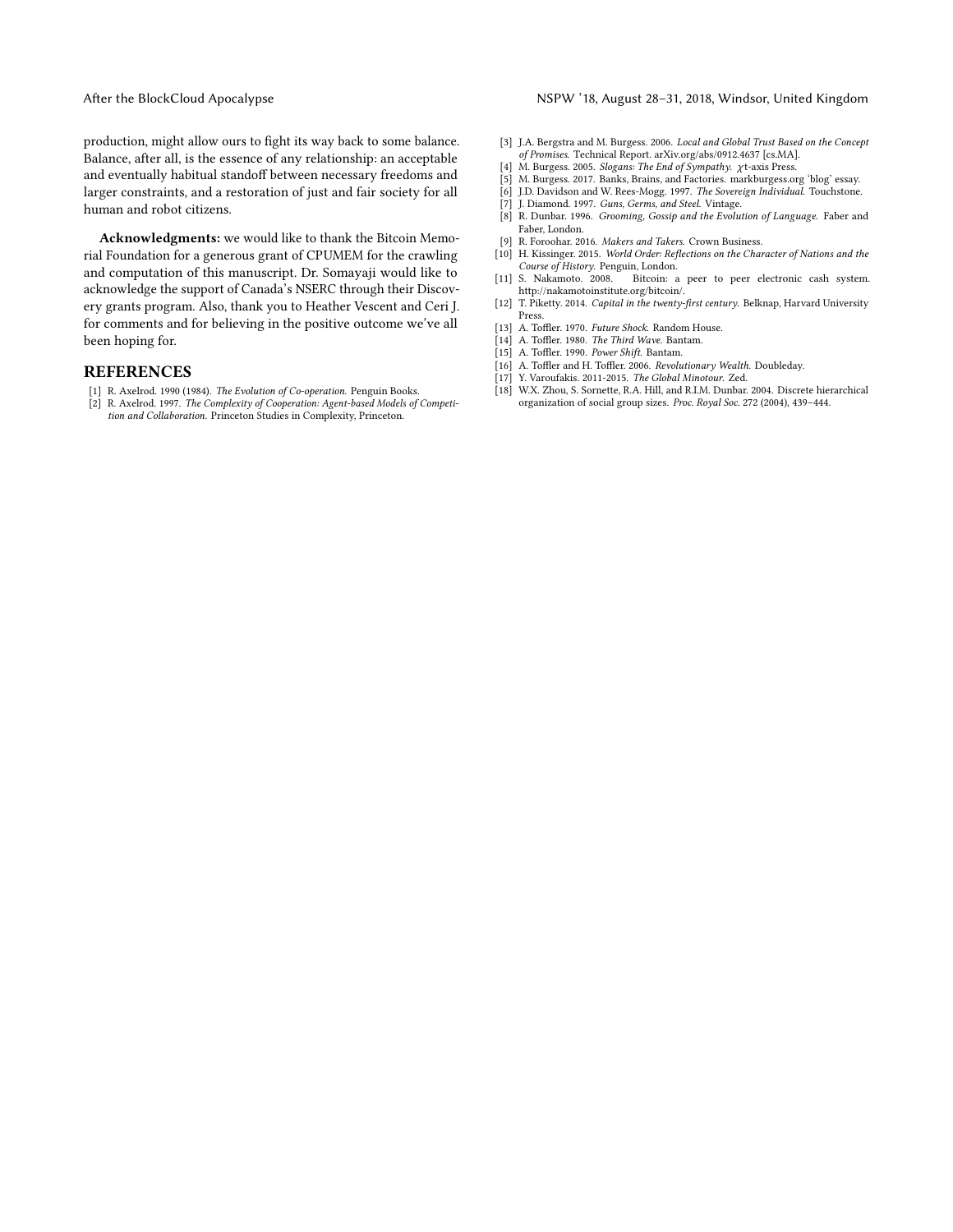production, might allow ours to fight its way back to some balance. Balance, after all, is the essence of any relationship: an acceptable and eventually habitual standoff between necessary freedoms and larger constraints, and a restoration of just and fair society for all human and robot citizens.

**Acknowledgments:** we would like to thank the Bitcoin Memorial Foundation for a generous grant of CPUMEM for the crawling and computation of this manuscript. Dr. Somayaji would like to acknowledge the support of Canada's NSERC through their Discovery grants program. Also, thank you to Heather Vescent and Ceri J. for comments and for believing in the positive outcome we've all been hoping for.

## REFERENCES

[1] R. Axelrod. 1990 (1984). *The Evolution of Co-operation.* Penguin Books.

[2] R. Axelrod. 1997. *The Complexity of Cooperation: Agent-based Models of Competition and Collaboration.* Princeton Studies in Complexity, Princeton.

[3] J.A. Bergstra and M. Burgess. 2006. *Local and Global Trust Based on the Concept of Promises.* Technical Report. arXiv.org/abs/0912.4637 [cs.MA].

[4] M. Burgess. 2005. *Slogans: The End of Sympathy.* $\chi$t-axis Press.

[5] M. Burgess. 2017. Banks, Brains, and Factories. markburgess.org 'blog' essay.

[6] J.D. Davidson and W. Rees-Mogg. 1997. *The Sovereign Individual.* Touchstone.

[7] J. Diamond. 1997. *Guns, Germs, and Steel.* Vintage.

[8] R. Dunbar. 1996. *Grooming, Gossip and the Evolution of Language.* Faber and Faber, London.

[9] R. Foroohar. 2016. *Makers and Takers.* Crown Business.

[10] H. Kissinger. 2015. *World Order: Reflections on the Character of Nations and the Course of History.* Penguin, London.

[11] S. Nakamoto. 2008. Bitcoin: a peer to peer electronic cash system. http://nakamotoinstitute.org/bitcoin/.

[12] T. Piketty. 2014. *Capital in the twenty-first century.* Belknap, Harvard University Press.

[13] A. Toffler. 1970. *Future Shock.* Random House.

[14] A. Toffler. 1980. *The Third Wave.* Bantam.

[15] A. Toffler. 1990. *Power Shift.* Bantam.

[16] A. Toffler and H. Toffler. 2006. *Revolutionary Wealth.* Doubleday.

[17] Y. Varoufakis. 2011-2015. *The Global Minotour.* Zed.

[18] W.X. Zhou, S. Sornette, R.A. Hill, and R.I.M. Dunbar. 2004. Discrete hierarchical organization of social group sizes. *Proc. Royal Soc.* 272 (2004), 439–444.